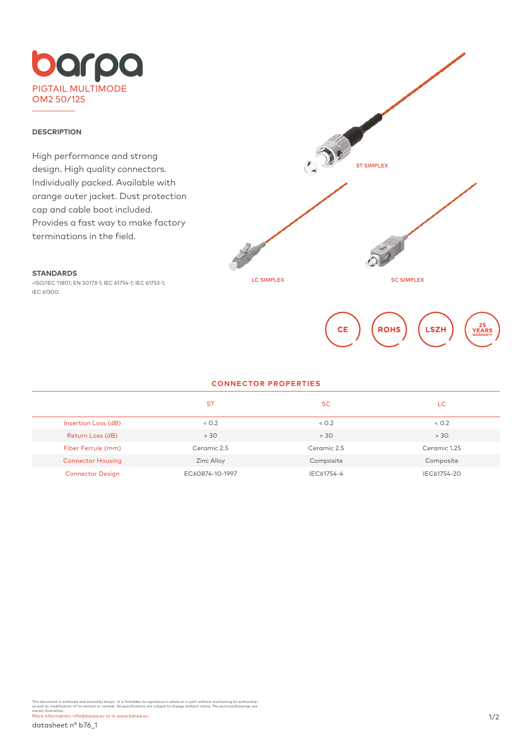# barpa

PIGTAIL MULTIMODE
OM2 50/125

### DESCRIPTION

High performance and strong design. High quality connectors. Individually packed. Available with orange outer jacket. Dust protection cap and cable boot included. Provides a fast way to make factory terminations in the field.

### STANDARDS

•ISO/IEC 11801; EN 50173-1; IEC 61754-1; IEC 61753-1; IEC 61300.

ST SIMPLEX

LC SIMPLEX

SC SIMPLEX

CE ROHS LSZH 25 YEARS WARRANTY

## CONNECTOR PROPERTIES

| | ST | SC | LC |
|---|---|---|---|
| Insertion Loss (dB) | < 0.2 | < 0.2 | < 0.2 |
| Return Loss (dB) | > 30 | > 30 | > 30 |
| Fiber Ferrule (mm) | Ceramic 2.5 | Ceramic 2.5 | Ceramic 1.25 |
| Connector Housing | Zinc Alloy | Composite | Composite |
| Connector Design | EC60874-10-1997 | IEC61754-4 | IEC61754-20 |

This document is authored and owned by barpa . It is forbidden to reproduce in whole or in part without mentioning its authorship , as well as modification of its content or context. All specifications are subject to change without notice. The pictures/drawings are merely illustrative.
More information: info@barpa.eu or in www.barpa.eu

datasheet nº b76_1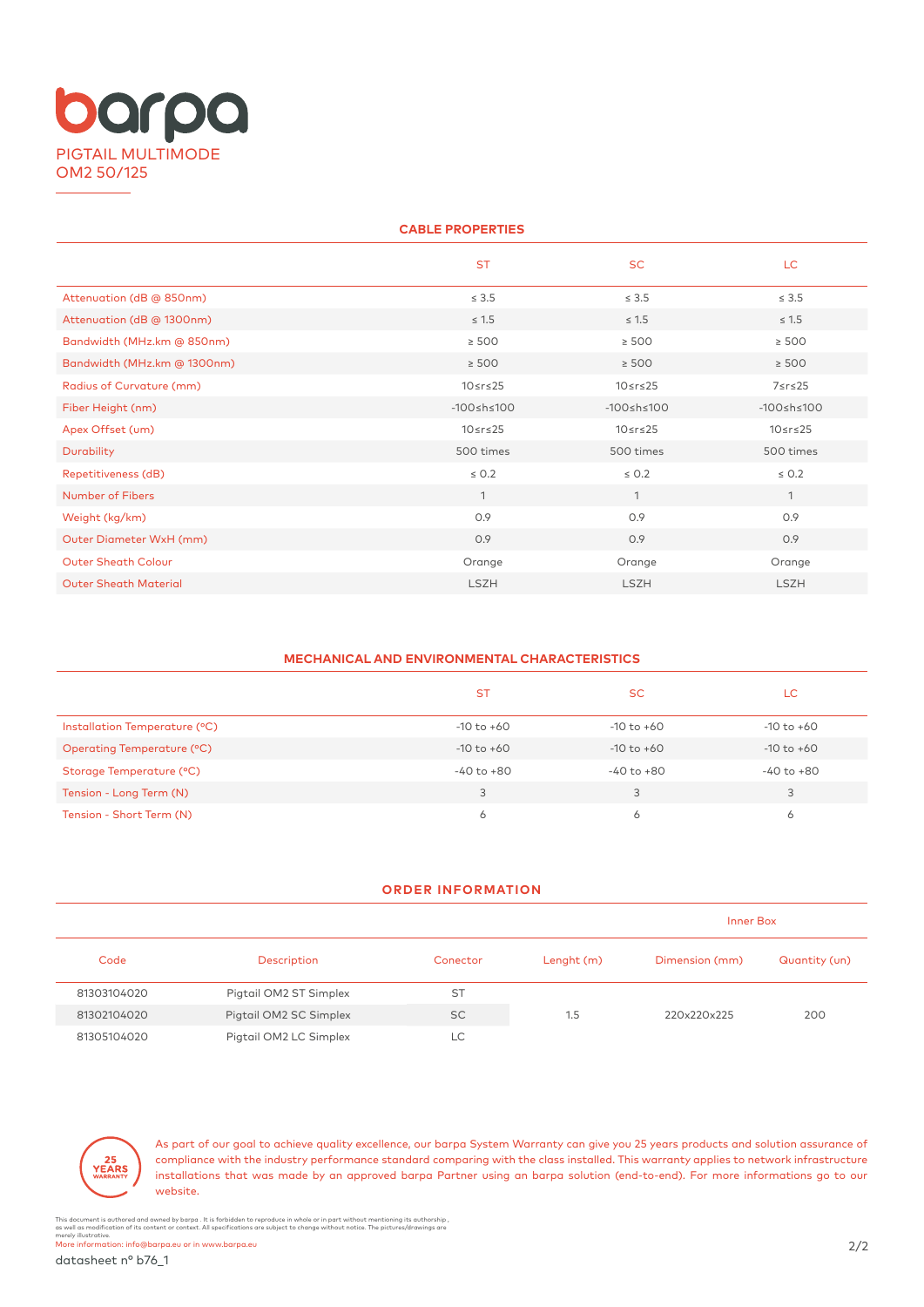barpa

PIGTAIL MULTIMODE
OM2 50/125

## CABLE PROPERTIES

| | ST | SC | LC |
|---|---|---|---|
| Attenuation (dB @ 850nm) | ≤ 3.5 | ≤ 3.5 | ≤ 3.5 |
| Attenuation (dB @ 1300nm) | ≤ 1.5 | ≤ 1.5 | ≤ 1.5 |
| Bandwidth (MHz.km @ 850nm) | ≥ 500 | ≥ 500 | ≥ 500 |
| Bandwidth (MHz.km @ 1300nm) | ≥ 500 | ≥ 500 | ≥ 500 |
| Radius of Curvature (mm) | 10≤r≤25 | 10≤r≤25 | 7≤r≤25 |
| Fiber Height (nm) | -100≤h≤100 | -100≤h≤100 | -100≤h≤100 |
| Apex Offset (um) | 10≤r≤25 | 10≤r≤25 | 10≤r≤25 |
| Durability | 500 times | 500 times | 500 times |
| Repetitiveness (dB) | ≤ 0.2 | ≤ 0.2 | ≤ 0.2 |
| Number of Fibers | 1 | 1 | 1 |
| Weight (kg/km) | 0.9 | 0.9 | 0.9 |
| Outer Diameter WxH (mm) | 0.9 | 0.9 | 0.9 |
| Outer Sheath Colour | Orange | Orange | Orange |
| Outer Sheath Material | LSZH | LSZH | LSZH |

## MECHANICAL AND ENVIRONMENTAL CHARACTERISTICS

| | ST | SC | LC |
|---|---|---|---|
| Installation Temperature (ºC) | -10 to +60 | -10 to +60 | -10 to +60 |
| Operating Temperature (ºC) | -10 to +60 | -10 to +60 | -10 to +60 |
| Storage Temperature (ºC) | -40 to +80 | -40 to +80 | -40 to +80 |
| Tension - Long Term (N) | 3 | 3 | 3 |
| Tension - Short Term (N) | 6 | 6 | 6 |

## ORDER INFORMATION

| | | | | Inner Box | |
|---|---|---|---|---|---|
| Code | Description | Conector | Lenght (m) | Dimension (mm) | Quantity (un) |
| 81303104020 | Pigtail OM2 ST Simplex | ST | 1.5 | 220x220x225 | 200 |
| 81302104020 | Pigtail OM2 SC Simplex | SC | 1.5 | 220x220x225 | 200 |
| 81305104020 | Pigtail OM2 LC Simplex | LC | 1.5 | 220x220x225 | 200 |

25 YEARS WARRANTY

As part of our goal to achieve quality excellence, our barpa System Warranty can give you 25 years products and solution assurance of compliance with the industry performance standard comparing with the class installed. This warranty applies to network infrastructure installations that was made by an approved barpa Partner using an barpa solution (end-to-end). For more informations go to our website.

This document is authored and owned by barpa . It is forbidden to reproduce in whole or in part without mentioning its authorship , as well as modification of its content or context. All specifications are subject to change without notice. The pictures/drawings are merely illustrative.
More information: info@barpa.eu or in www.barpa.eu

datasheet nº b76_1